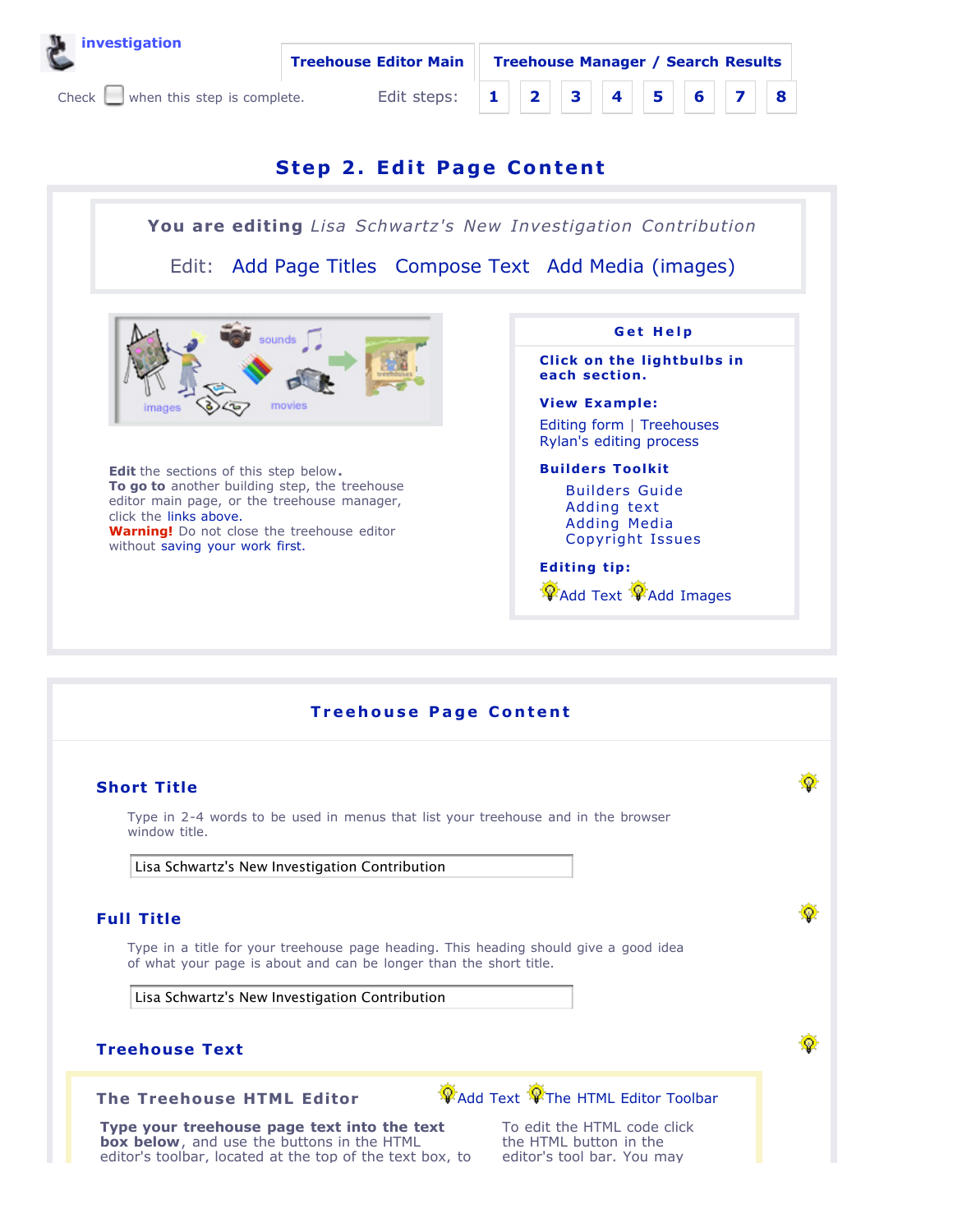investigation

Check ☐ when this step is complete.

Treehouse Editor Main | Treehouse Manager / Search Results

Edit steps: 1 2 3 4 5 6 7 8

# Step 2. Edit Page Content

**You are editing** *Lisa Schwartz's New Investigation Contribution*

Edit: Add Page Titles Compose Text Add Media (images)

**Edit** the sections of this step below.
**To go to** another building step, the treehouse editor main page, or the treehouse manager, click the links above.
**Warning!** Do not close the treehouse editor without saving your work first.

**Get Help**

**Click on the lightbulbs in each section.**

**View Example:**

Editing form | Treehouses
Rylan's editing process

**Builders Toolkit**

- Builders Guide
- Adding text
- Adding Media
- Copyright Issues

**Editing tip:**

Add Text Add Images

## Treehouse Page Content

### Short Title

Type in 2-4 words to be used in menus that list your treehouse and in the browser window title.

Lisa Schwartz's New Investigation Contribution

### Full Title

Type in a title for your treehouse page heading. This heading should give a good idea of what your page is about and can be longer than the short title.

Lisa Schwartz's New Investigation Contribution

### Treehouse Text

**The Treehouse HTML Editor** Add Text The HTML Editor Toolbar

**Type your treehouse page text into the text box below**, and use the buttons in the HTML editor's toolbar, located at the top of the text box, to

To edit the HTML code click the HTML button in the editor's tool bar. You may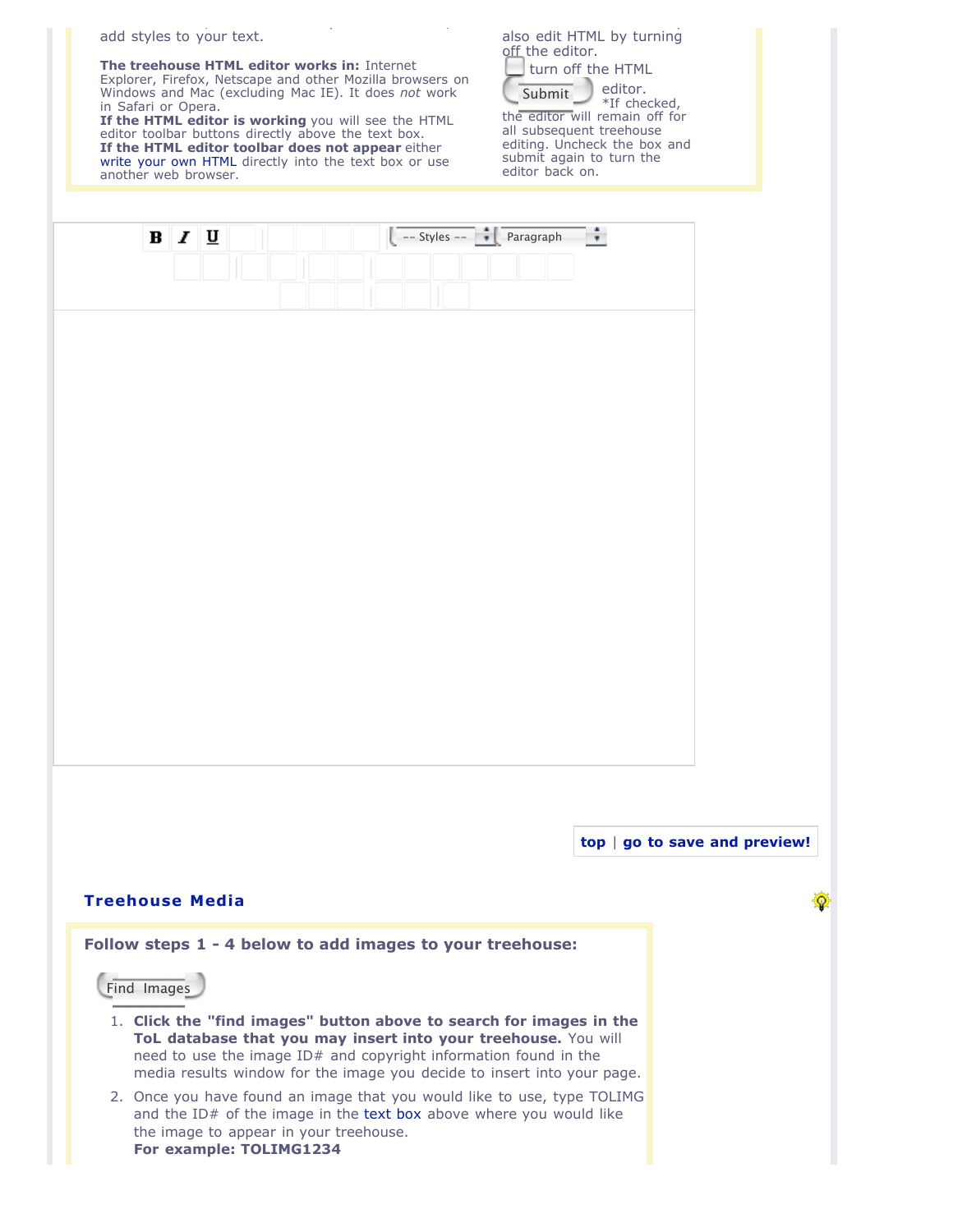add styles to your text.

**The treehouse HTML editor works in:** Internet Explorer, Firefox, Netscape and other Mozilla browsers on Windows and Mac (excluding Mac IE). It does *not* work in Safari or Opera.
**If the HTML editor is working** you will see the HTML editor toolbar buttons directly above the text box.
**If the HTML editor toolbar does not appear** either write your own HTML directly into the text box or use another web browser.

also edit HTML by turning off the editor.

turn off the HTML editor.

Submit

*If checked, the editor will remain off for all subsequent treehouse editing. Uncheck the box and submit again to turn the editor back on.

**B** *I* U -- Styles -- Paragraph

**top** | **go to save and preview!**

## Treehouse Media

**Follow steps 1 - 4 below to add images to your treehouse:**

Find Images

1. **Click the "find images" button above to search for images in the ToL database that you may insert into your treehouse.** You will need to use the image ID# and copyright information found in the media results window for the image you decide to insert into your page.
2. Once you have found an image that you would like to use, type TOLIMG and the ID# of the image in the text box above where you would like the image to appear in your treehouse.
**For example: TOLIMG1234**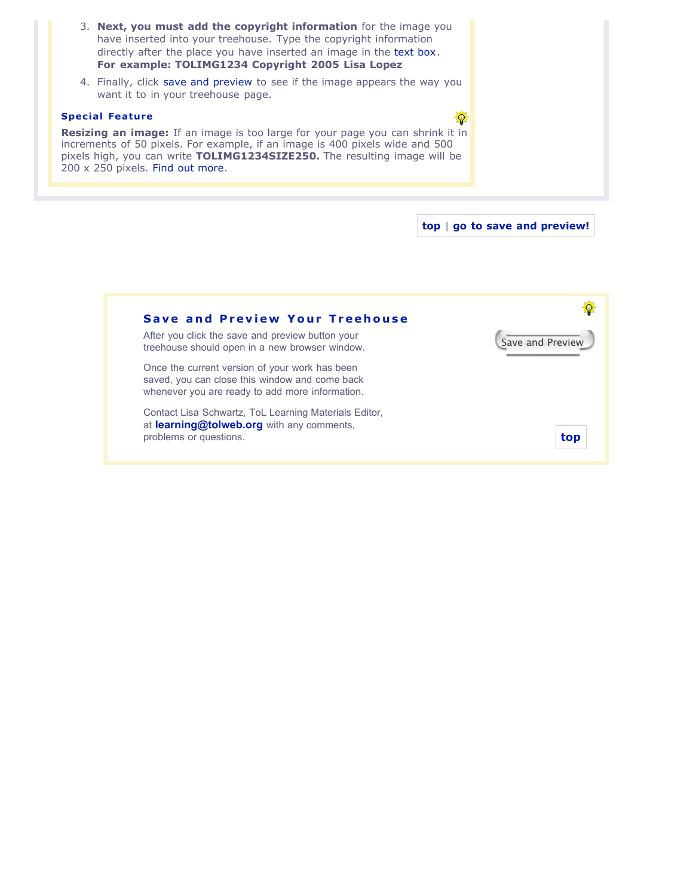3. **Next, you must add the copyright information** for the image you have inserted into your treehouse. Type the copyright information directly after the place you have inserted an image in the text box. **For example: TOLIMG1234 Copyright 2005 Lisa Lopez**
4. Finally, click save and preview to see if the image appears the way you want it to in your treehouse page.

### Special Feature

**Resizing an image:** If an image is too large for your page you can shrink it in increments of 50 pixels. For example, if an image is 400 pixels wide and 500 pixels high, you can write **TOLIMG1234SIZE250.** The resulting image will be 200 x 250 pixels. Find out more.

top | go to save and preview!

## Save and Preview Your Treehouse

Save and Preview

After you click the save and preview button your treehouse should open in a new browser window.

Once the current version of your work has been saved, you can close this window and come back whenever you are ready to add more information.

Contact Lisa Schwartz, ToL Learning Materials Editor, at **learning@tolweb.org** with any comments, problems or questions.

top